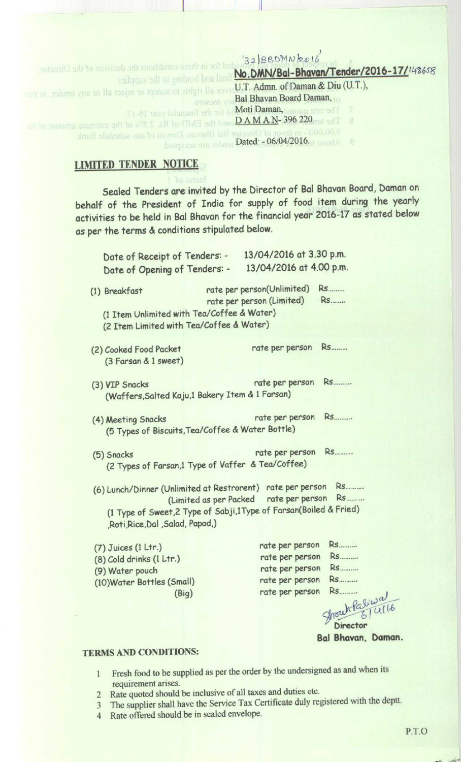'32|BBDMN|2016'

**No.DMN/Bal-Bhavan/Tender/2016-17/148658**

U.T. Admn. of Daman & Diu (U.T.),
Bal Bhavan Board Daman,
Moti Daman,
D A M A N- 396 220

Dated: - 06/04/2016.

## LIMITED TENDER NOTICE

Sealed Tenders are invited by the Director of Bal Bhavan Board, Daman on behalf of the President of India for supply of food item during the yearly activities to be held in Bal Bhavan for the financial year 2016-17 as stated below as per the terms & conditions stipulated below.

Date of Receipt of Tenders: - 13/04/2016 at 3.30 p.m.
Date of Opening of Tenders: - 13/04/2016 at 4.00 p.m.

(1) Breakfast — rate per person(Unlimited) Rs........
rate per person (Limited) Rs........
(1 Item Unlimited with Tea/Coffee & Water)
(2 Item Limited with Tea/Coffee & Water)

(2) Cooked Food Packet — rate per person Rs........
(3 Farsan & 1 sweet)

(3) VIP Snacks — rate per person Rs.........
(Waffers,Salted Kaju,1 Bakery Item & 1 Farsan)

(4) Meeting Snacks — rate per person Rs.........
(5 Types of Biscuits,Tea/Coffee & Water Bottle)

(5) Snacks — rate per person Rs.........
(2 Types of Farsan,1 Type of Vaffer & Tea/Coffee)

(6) Lunch/Dinner (Unlimited at Restrorent) rate per person Rs.........
(Limited as per Packed rate per person Rs.........
(1 Type of Sweet,2 Type of Sabji,1Type of Farsan(Boiled & Fried) ,Roti,Rice,Dal ,Salad, Papad,)

(7) Juices (1 Ltr.) — rate per person Rs.........
(8) Cold drinks (1 Ltr.) — rate per person Rs.........
(9) Water pouch — rate per person Rs.........
(10)Water Bottles (Small) — rate per person Rs.........
(Big) — rate per person Rs.........

Sd/- 6/4/16
**Director**
**Bal Bhavan, Daman.**

### TERMS AND CONDITIONS:

1. Fresh food to be supplied as per the order by the undersigned as and when its requirement arises.
2. Rate quoted should be inclusive of all taxes and duties etc.
3. The supplier shall have the Service Tax Certificate duly registered with the deptt.
4. Rate offered should be in sealed envelope.

P.T.O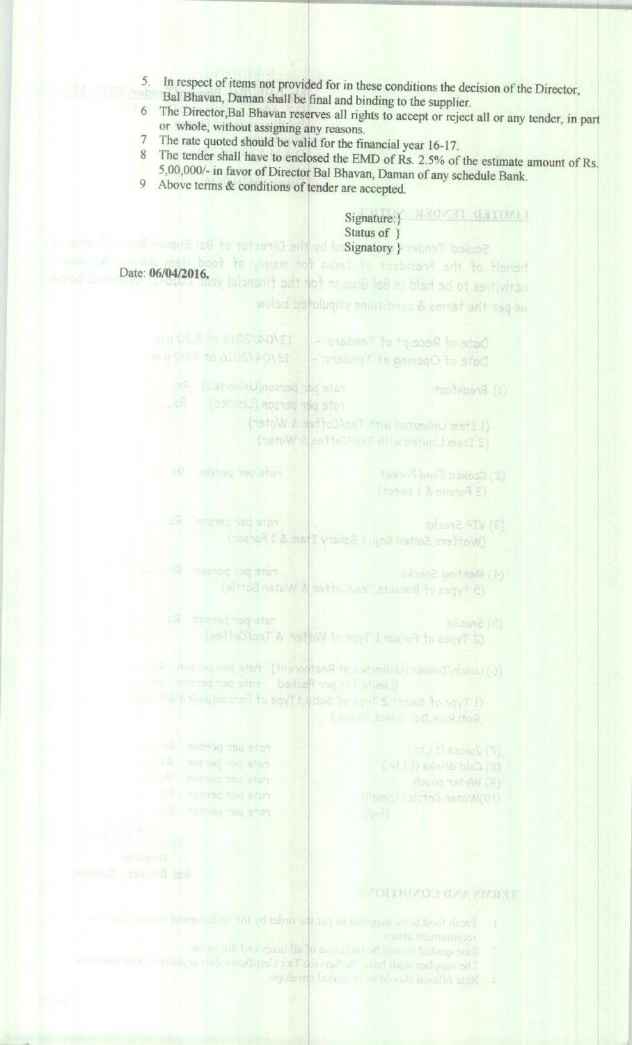5. In respect of items not provided for in these conditions the decision of the Director, Bal Bhavan, Daman shall be final and binding to the supplier.
6. The Director, Bal Bhavan reserves all rights to accept or reject all or any tender, in part or whole, without assigning any reasons.
7. The rate quoted should be valid for the financial year 16-17.
8. The tender shall have to enclosed the EMD of Rs. 2.5% of the estimate amount of Rs. 5,00,000/- in favor of Director Bal Bhavan, Daman of any schedule Bank.
9. Above terms & conditions of tender are accepted.

Signature:}
Status of }
Signatory }

Date: **06/04/2016.**